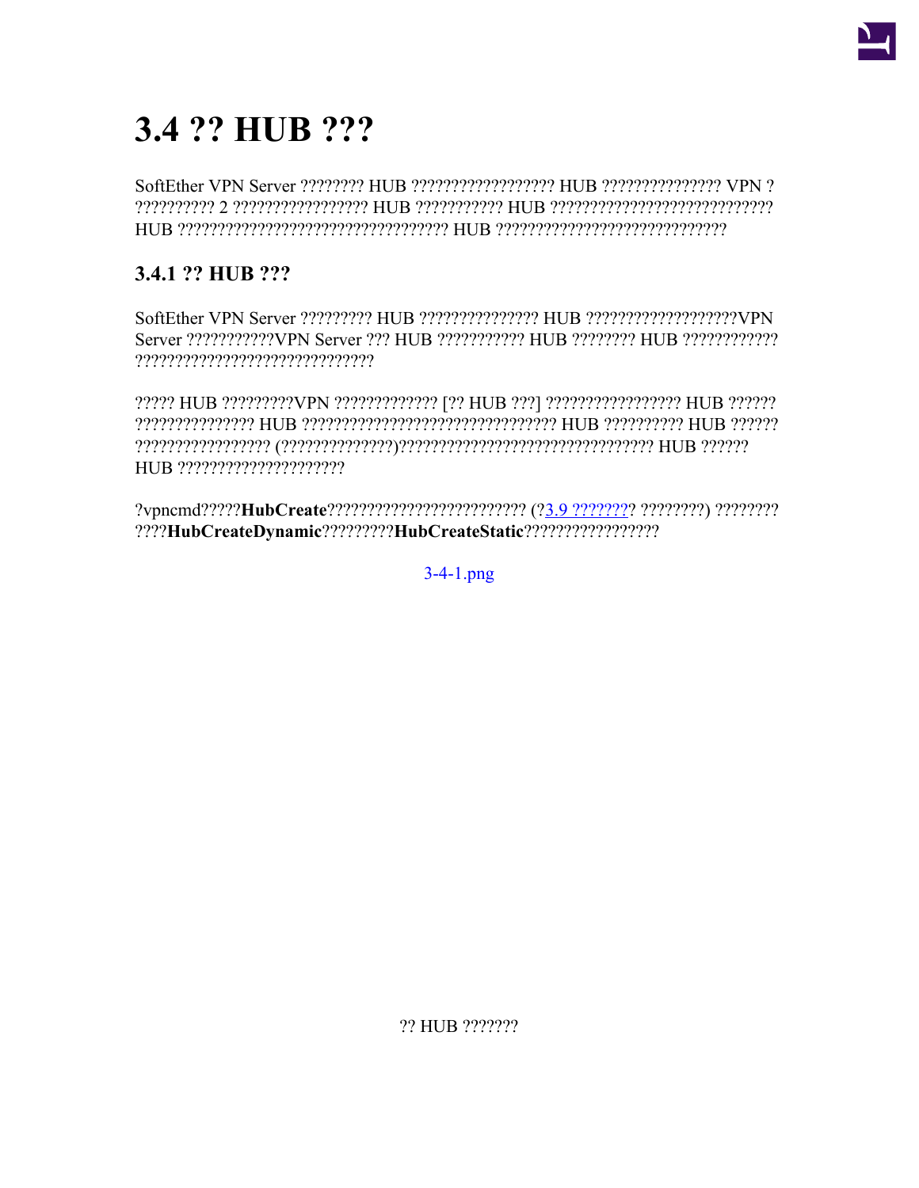# 3.4 ?? HUB ???

SoftEther VPN Server ???????? HUB ?????????????????? HUB ??????????????? VPN ? ?????????? 2 ????????????????? HUB ??????????? HUB ???????????????????????????? HUB ?????????????????????????????????? HUB ?????????????????????????????

## 3.4.1 ?? HUB ???

SoftEther VPN Server ????????? HUB ??????????????? HUB ???????????????????VPN Server ???????????VPN Server ??? HUB ??????????? HUB ???????? HUB ???????????? ??????????????????????????????

????? HUB ?????????VPN ????????????? [?? HUB ???] ????????????????? HUB ?????? ??????????????? HUB ????????????????????????????????? HUB ?????????? HUB ?????? ????????????????? (??????????????)???????????????????????????????? HUB ?????? HUB ?????????????????????

?vpncmd?????**HubCreate**????????????????????????? (?3.9 ???????? ????????) ???????? ????**HubCreateDynamic**?????????**HubCreateStatic**?????????????????

3-4-1.png

?? HUB ???????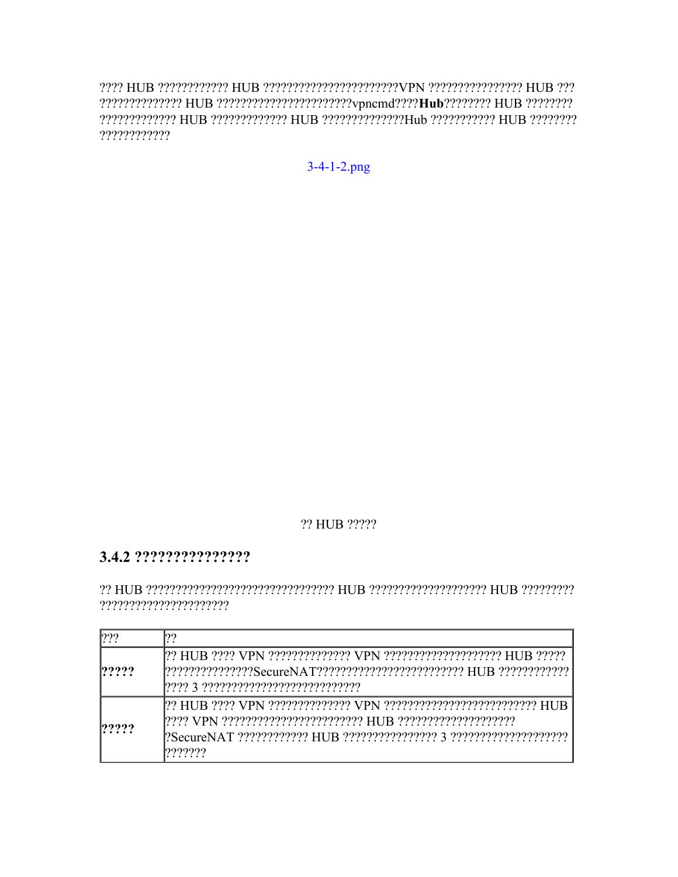???? HUB ???????????? HUB ???????????????????????VPN ???????????????? HUB ??? ?????????????? HUB ???????????????????????vpncmd????**Hub**???????? HUB ???????? ????????????? HUB ????????????? HUB ??????????????Hub ??????????? HUB ???????? ????????????

3-4-1-2.png

?? HUB ?????

### 3.4.2 ???????????????

?? HUB ?????????????????????????????????? HUB ???????????????????? HUB ????????? ??????????????????????

| ??? | ?? |
| --- | --- |
| **?????** | ?? HUB ???? VPN ?????????????? VPN ???????????????????? HUB ????? ???????????????SecureNAT????????????????????????? HUB ???????????? ???? 3 ??????????????????????????? |
| **?????** | ?? HUB ???? VPN ?????????????? VPN ?????????????????????????? HUB ???? VPN ???????????????????????? HUB ???????????????????? ?SecureNAT ???????????? HUB ???????????????? 3 ???????????????????? ??????? |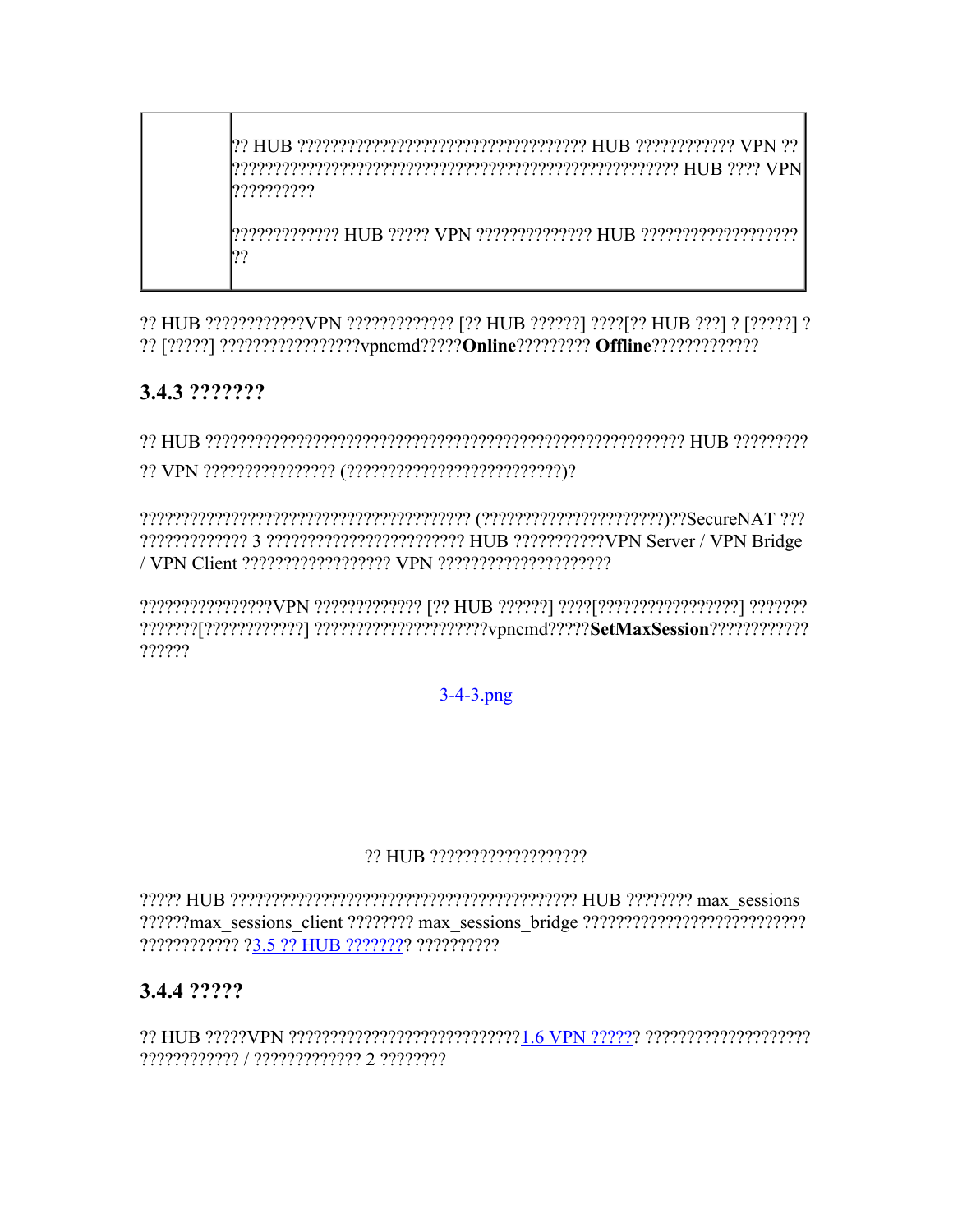| | |
|---|---|
| | ?? HUB ?????????????????????????????????? HUB ???????????? VPN ?? ???????????????????????????????????????????????????? HUB ???? VPN ?????????<br><br>????????????? HUB ????? VPN ?????????????? HUB ??????????????????? ?? |

?? HUB ????????????VPN ????????????? [?? HUB ??????] ????[?? HUB ???] ? [?????] ? ?? [?????] ?????????????????vpncmd?????**Online**????????? **Offline**?????????????

### 3.4.3 ???????

?? HUB ?????????????????????????????????????????????????????????? HUB ????????? ?? VPN ???????????????? (?????????????????????????)?

???????????????????????????????????????? (?????????????????????)??SecureNAT ??? ????????????? 3 ???????????????????????? HUB ???????????VPN Server / VPN Bridge / VPN Client ?????????????????? VPN ????????????????????

????????????????VPN ????????????? [?? HUB ??????] ????[?????????????????] ??????? ???????[????????????] ????????????????????vpncmd?????**SetMaxSession**???????????? ??????

[3-4-3.png]

?? HUB ???????????????????

????? HUB ?????????????????????????????????????????? HUB ???????? max_sessions ??????max_sessions_client ???????? max_sessions_bridge ??????????????????????????? ???????????? ?[3.5 ?? HUB ????????]? ??????????

### 3.4.4 ?????

?? HUB ?????VPN ????????????????????????????[1.6 VPN ??????]? ???????????????????? ???????????? / ????????????? 2 ????????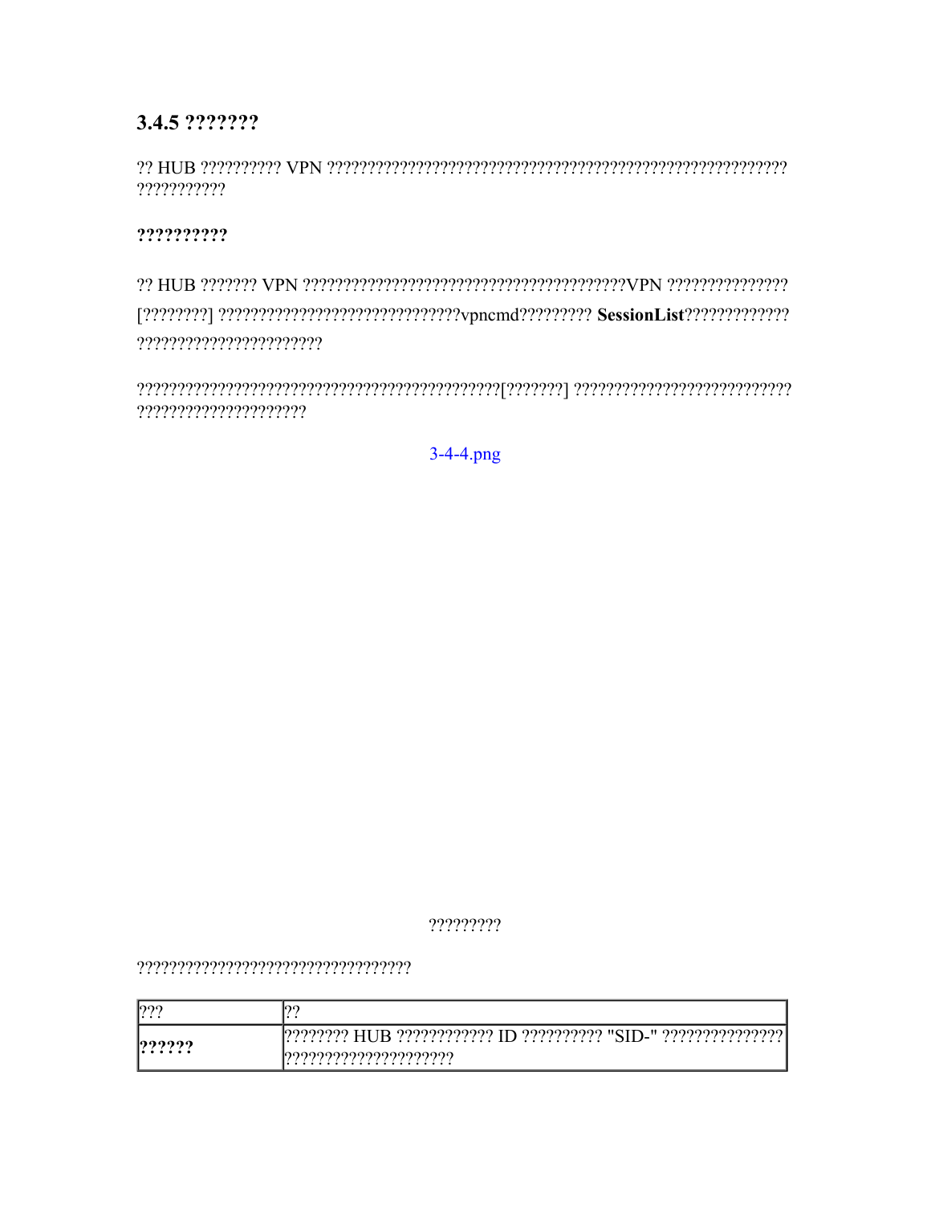### 3.4.5 ???????

?? HUB ?????????? VPN ??????????????????????????????????????????????????????????? ???????????

**??????????**

?? HUB ??????? VPN ?????????????????????????????????????????VPN ??????????????? [????????] ???????????????????????????????vpncmd????????? **SessionList**?????????????? ??????????????????????

????????????????????????????????????????????[???????] ???????????????????????????? ????????????????????

3-4-4.png

?????????

??????????????????????????????????

| ??? | ?? |
| --- | --- |
| **??????** | ???????? HUB ???????????? ID ?????????? "SID-" ??????????????? ????????????????????? |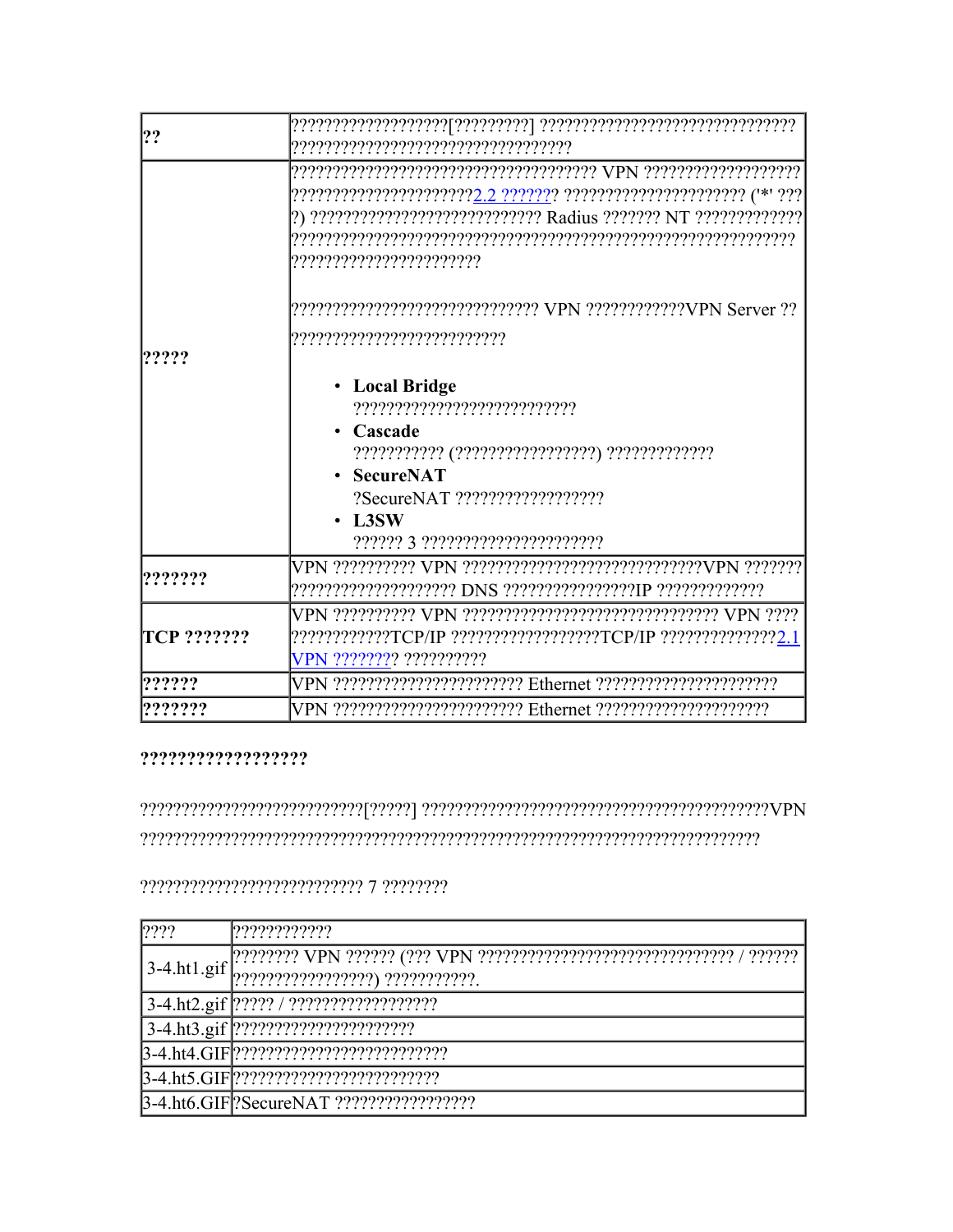| ?? | ???????????????????[?????????] ?????????????????????????????? ????????????????????????????????? |
|---|---|
| ????? | ??????????????????????????????????? VPN ?????????????????? ??????????????????????2.2 ??????? ???????????????????? ('*' ???? ) ?????????????????????????? Radius ??????? NT ????????????? ?????????????????????????????????????????????????????????? ??????????????????????<br><br>???????????????????????????? VPN ???????????VPN Server ??<br><br>?????????????????????????<br><br>• **Local Bridge**<br>??????????????????????????<br>• **Cascade**<br>??????????? (????????????????) ?????????????<br>• **SecureNAT**<br>?SecureNAT ?????????????????<br>• **L3SW**<br>?????? 3 ????????????????????? |
| ??????? | VPN ?????????? VPN ????????????????????????????VPN ??????? ???????????????????? DNS ?????????????????IP ????????????? |
| **TCP ???????** | VPN ?????????? VPN ????????????????????????????? VPN ???? ????????????TCP/IP ?????????????????TCP/IP ??????????????2.1 VPN ???????? ?????????? |
| ?????? | VPN ?????????????????????? Ethernet ????????????????????? |
| ??????? | VPN ?????????????????????? Ethernet ???????????????????? |

**?????????????????**

??????????????????????????[?????] ???????????????????????????????????????????VPN ??????????????????????????????????????????????????????????????????????????

?????????????????????????? 7 ????????

| ???? | ???????????? |
|---|---|
| 3-4.ht1.gif | ???????? VPN ?????? (??? VPN ?????????????????????????????? / ?????? ?????????????????) ???????????. |
| 3-4.ht2.gif | ????? / ?????????????????? |
| 3-4.ht3.gif | ????????????????????? |
| 3-4.ht4.GIF | ????????????????????????? |
| 3-4.ht5.GIF | ???????????????????????? |
| 3-4.ht6.GIF | ?SecureNAT ????????????????? |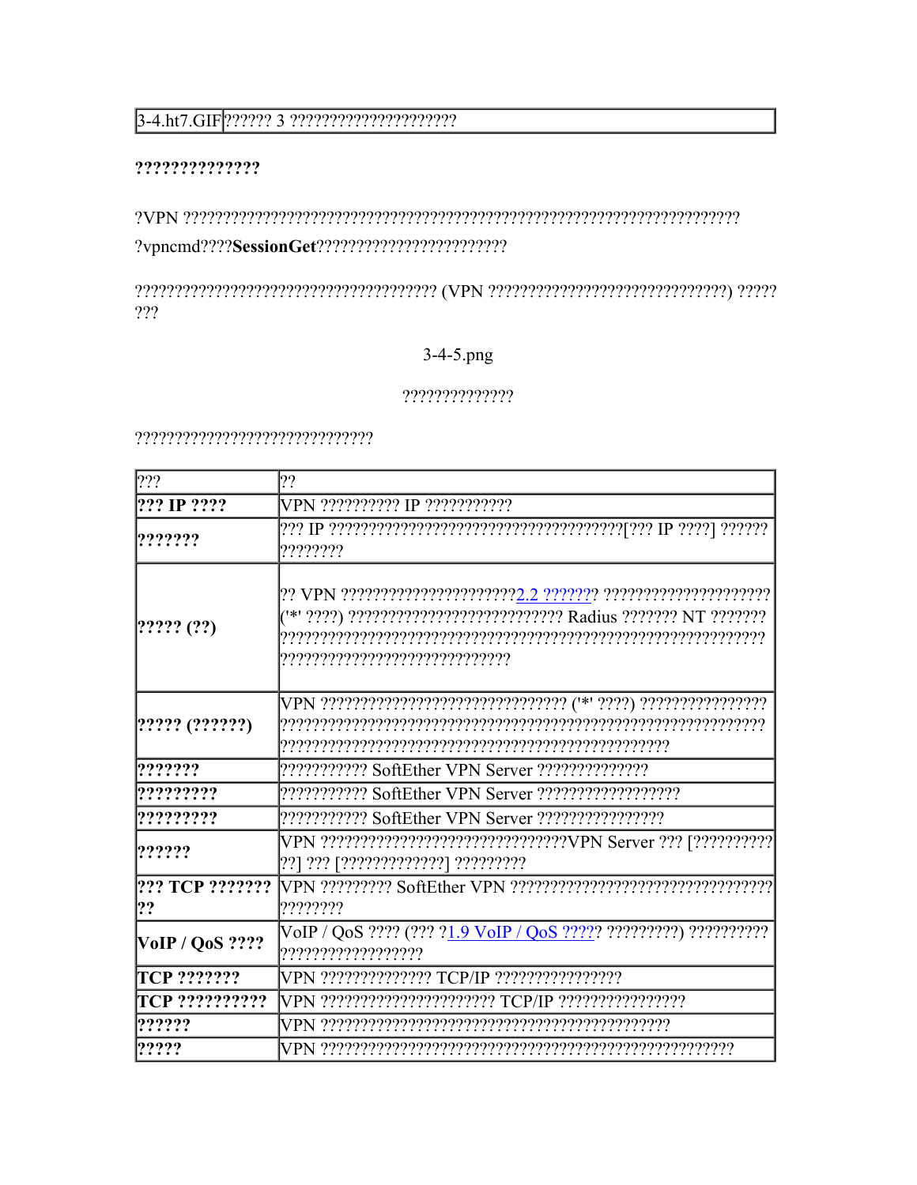| 3-4.ht7.GIF | ?????? 3 ????????????????????? |
| --- | --- |

**??????????????**

?VPN ?????????????????????????????????????????????????????????????????????

?vpncmd????**SessionGet**????????????????????????

????????????????????????????????????? (VPN ??????????????????????????????) ????? ???

3-4-5.png

??????????????

??????????????????????????????

| ??? | ?? |
| --- | --- |
| **??? IP ????** | VPN ?????????? IP ??????????? |
| **??????** | ??? IP ?????????????????????????????????????[??? IP ????] ?????? ???????? |
| **????? (??)** | ?? VPN ??????????????????????2.2 ??????? ????????????????????? ('*' ????) ?????????????????????????? Radius ??????? NT ??????? ?????????????????????????????????????????????????????????????? ???????????????????????????? |
| **????? (??????)** | VPN ?????????????????????????????? ('*' ????) ???????????????? ?????????????????????????????????????????????????????????????? ?????????????????????????????????????????????????? |
| **??????** | ??????????? SoftEther VPN Server ?????????????? |
| **?????????** | ??????????? SoftEther VPN Server ?????????????????? |
| **?????????** | ??????????? SoftEther VPN Server ???????????????? |
| **??????** | VPN ???????????????????????????????VPN Server ??? [?????????? ??] ??? [?????????????] ????????? |
| **??? TCP ??????? ??** | VPN ????????? SoftEther VPN ????????????????????????????????? ???????? |
| **VoIP / QoS ????** | VoIP / QoS ???? (??? ?1.9 VoIP / QoS ????? ?????????) ?????????? ?????????????????? |
| **TCP ???????** | VPN ?????????????? TCP/IP ???????????????? |
| **TCP ??????????** | VPN ?????????????????????? TCP/IP ???????????????? |
| **??????** | VPN ??????????????????????????????????????????? |
| **?????** | VPN ?????????????????????????????????????????????????? |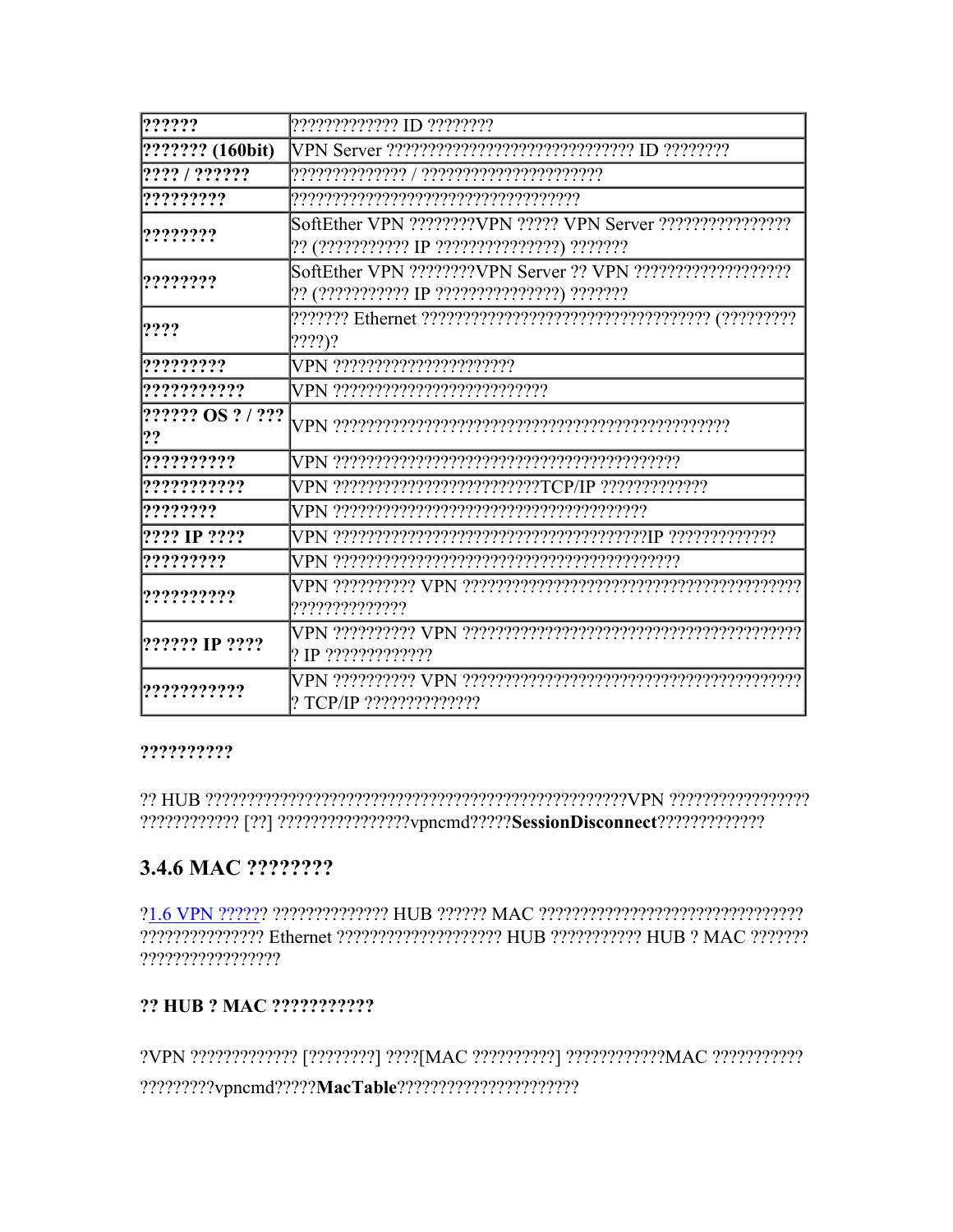| ?????? | ????????????? ID ???????? |
| --- | --- |
| ??????? (160bit) | VPN Server ?????????????????????????????? ID ???????? |
| ???? / ?????? | ?????????????? / ?????????????????????? |
| ????????? | ?????????????????????????????????? |
| ???????? | SoftEther VPN ????????VPN ????? VPN Server ???????????????? ?? (??????????? IP ???????????????) ??????? |
| ???????? | SoftEther VPN ????????VPN Server ?? VPN ??????????????????? ?? (??????????? IP ???????????????) ??????? |
| ???? | ??????? Ethernet ?????????????????????????????????? (????????? ????)? |
| ????????? | VPN ?????????????????????? |
| ??????????? | VPN ?????????????????????????? |
| ?????? OS ? / ??? ?? | VPN ??????????????????????????????????????????????? |
| ?????????? | VPN ??????????????????????????????????????????? |
| ??????????? | VPN ?????????????????????????TCP/IP ????????????? |
| ???????? | VPN ?????????????????????????????????????? |
| ???? IP ???? | VPN ??????????????????????????????????????IP ????????????? |
| ????????? | VPN ??????????????????????????????????????????? |
| ?????????? | VPN ?????????? VPN ???????????????????????????????????????? ?????????????? |
| ?????? IP ???? | VPN ?????????? VPN ???????????????????????????????????????? ? IP ????????????? |
| ??????????? | VPN ?????????? VPN ???????????????????????????????????????? ? TCP/IP ?????????????? |

**??????????**

?? HUB ???????????????????????????????????????????????????VPN ????????????????? ???????????? [??] ????????????????vpncmd?????**SessionDisconnect**?????????????

## 3.4.6 MAC ????????

?1.6 VPN ?????? ?????????????? HUB ?????? MAC ???????????????????????????????? ??????????????? Ethernet ???????????????????? HUB ??????????? HUB ? MAC ??????? ?????????????????

**?? HUB ? MAC ???????????**

?VPN ????????????? [?????????] ????[MAC ??????????] ????????????MAC ??????????? ?????????vpncmd?????**MacTable**??????????????????????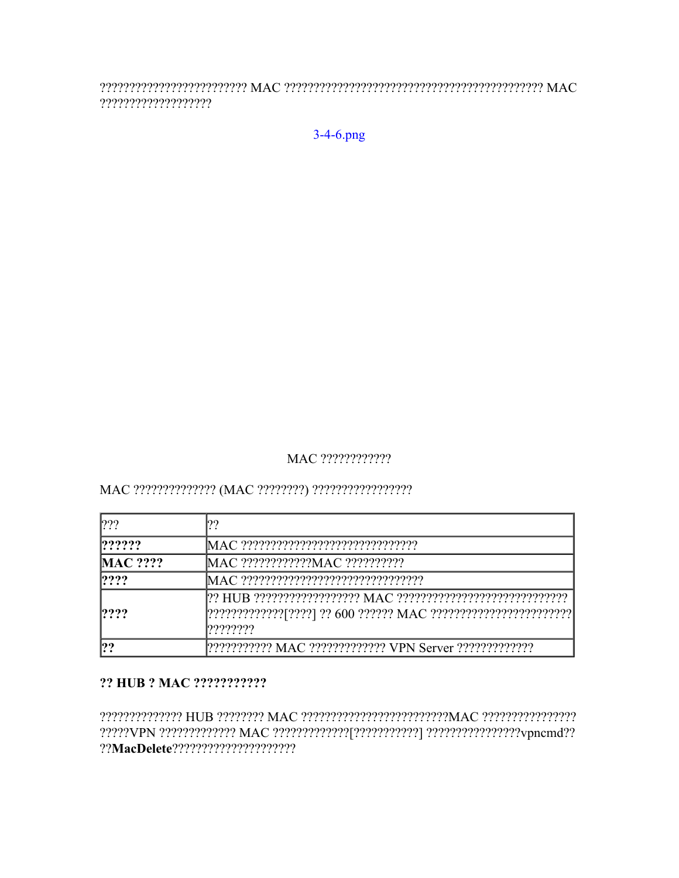???????????????????????? MAC ??????????????????????????????????????????? MAC ??????????????????

3-4-6.png

MAC ????????????

MAC ?????????????? (MAC ????????) ?????????????????

| ??? | ?? |
| --- | --- |
| **??????** | MAC ????????????????????????????? |
| **MAC ????** | MAC ????????????MAC ?????????? |
| **????** | MAC ?????????????????????????????? |
| **????** | ?? HUB ?????????????????? MAC ??????????????????????????????????????????[????] ?? 600 ?????? MAC ??????????????????????????????? |
| **??** | ??????????? MAC ????????????? VPN Server ????????????? |

**?? HUB ? MAC ???????????**

?????????????? HUB ???????? MAC ?????????????????????????MAC ????????????????????VPN ????????????? MAC ?????????????[???????????] ???????????????vpncmd????**MacDelete**????????????????????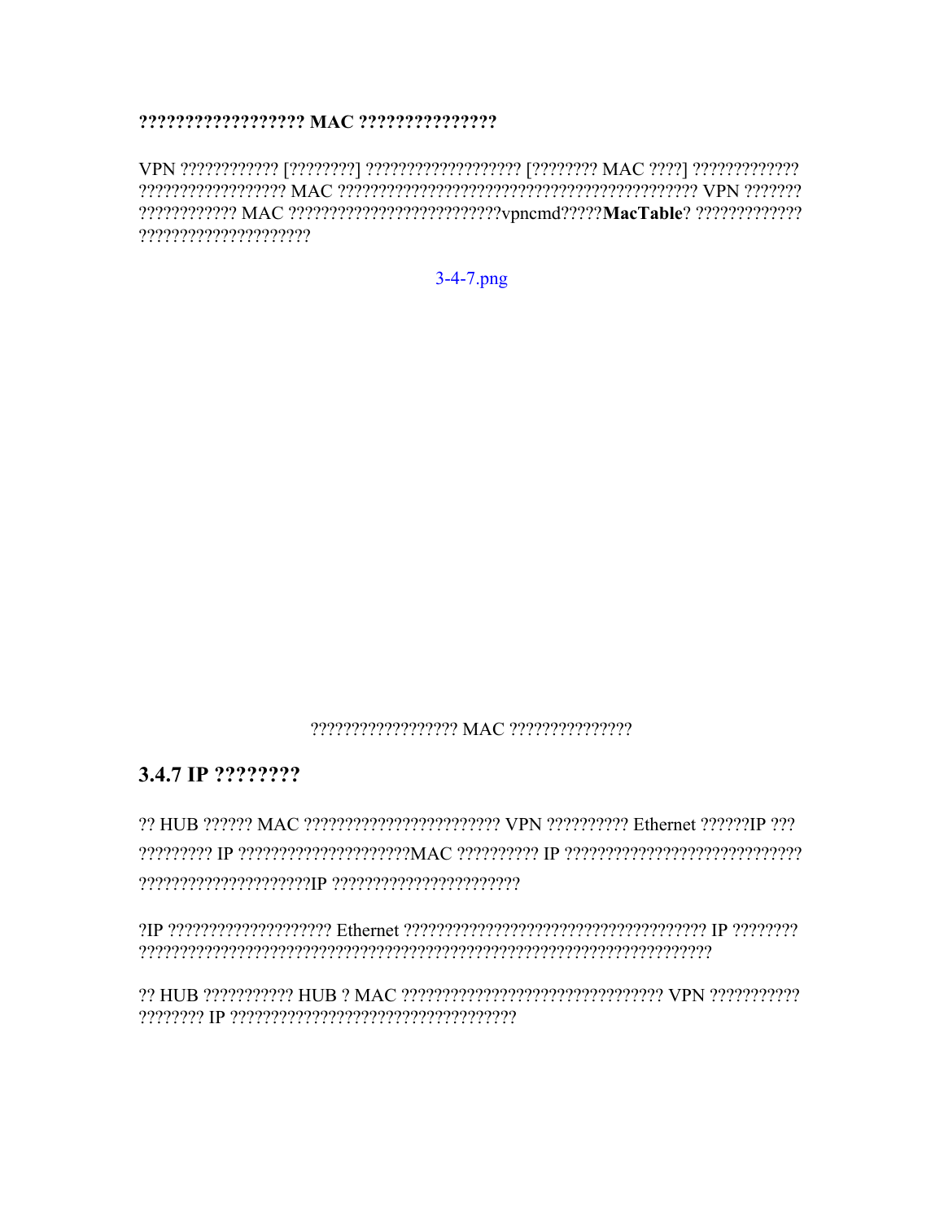**?????????????????? MAC ???????????????**

VPN ???????????? [????????] ??????????????????? [???????? MAC ????] ????????????? ????????????????? MAC ??????????????????????????????????????????? VPN ??????? ???????????? MAC ??????????????????????????vpncmd?????**MacTable**? ????????????? ????????????????????

3-4-7.png

?????????????????? MAC ???????????????

## 3.4.7 IP ????????

?? HUB ?????? MAC ???????????????????????? VPN ?????????? Ethernet ??????IP ??? ????????? IP ?????????????????????MAC ?????????? IP ????????????????????????????? ?????????????????????IP ???????????????????????

?IP ???????????????????? Ethernet ????????????????????????????????????? IP ???????? ????????????????????????????????????????????????????????????????????

?? HUB ??????????? HUB ? MAC ???????????????????????????????? VPN ??????????? ???????? IP ???????????????????????????????????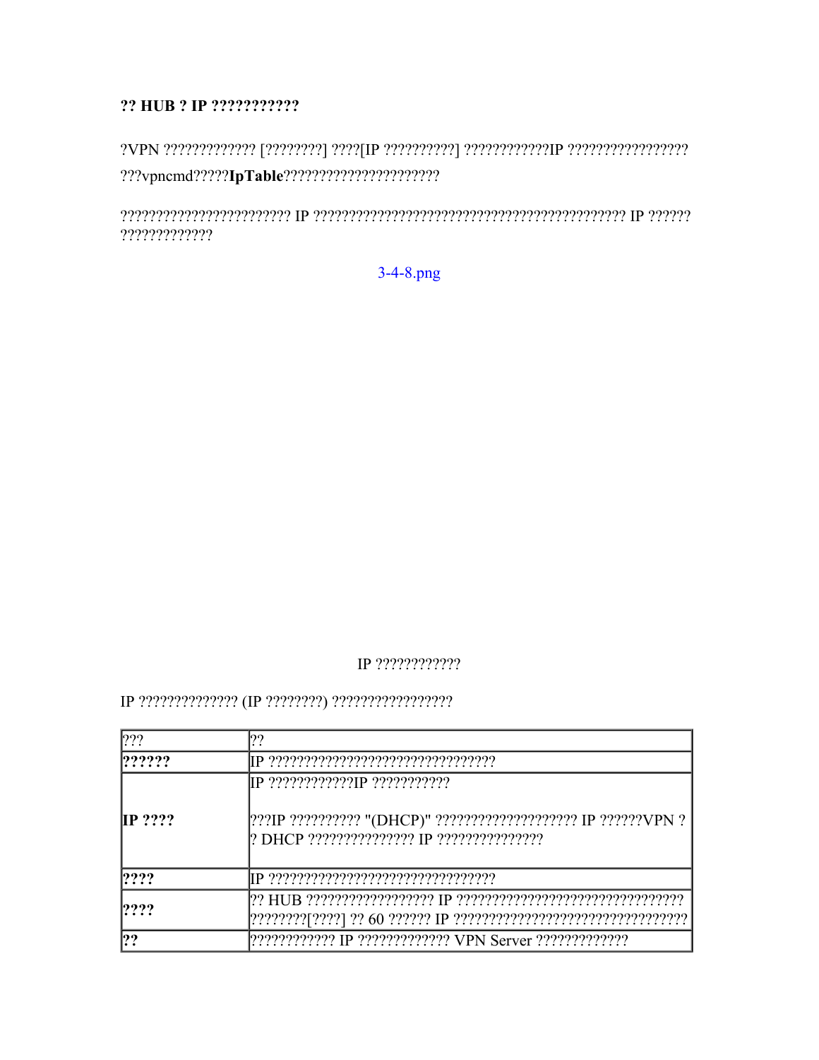**?? HUB ? IP ???????????**

?VPN ????????????? [????????] ????[IP ??????????] ????????????IP ?????????????????

???vpncmd?????**IpTable**??????????????????????

??????????????????????? IP ?????????????????????????????????????????? IP ?????? ?????????????

3-4-8.png

IP ????????????

IP ?????????????? (IP ????????) ?????????????????

| ??? | ?? |
|---|---|
| **??????** | IP ????????????????????????????????? |
| **IP ????** | IP ????????????IP ???????????<br><br>???IP ?????????? "(DHCP)" ???????????????????? IP ??????VPN ? ? DHCP ??????????????? IP ??????????????? |
| **????** | IP ????????????????????????????????? |
| **????** | ?? HUB ?????????????????? IP ??????????????????????????????? ????????[????] ?? 60 ?????? IP ???????????????????????????????? |
| **??** | ???????????? IP ????????????? VPN Server ????????????? |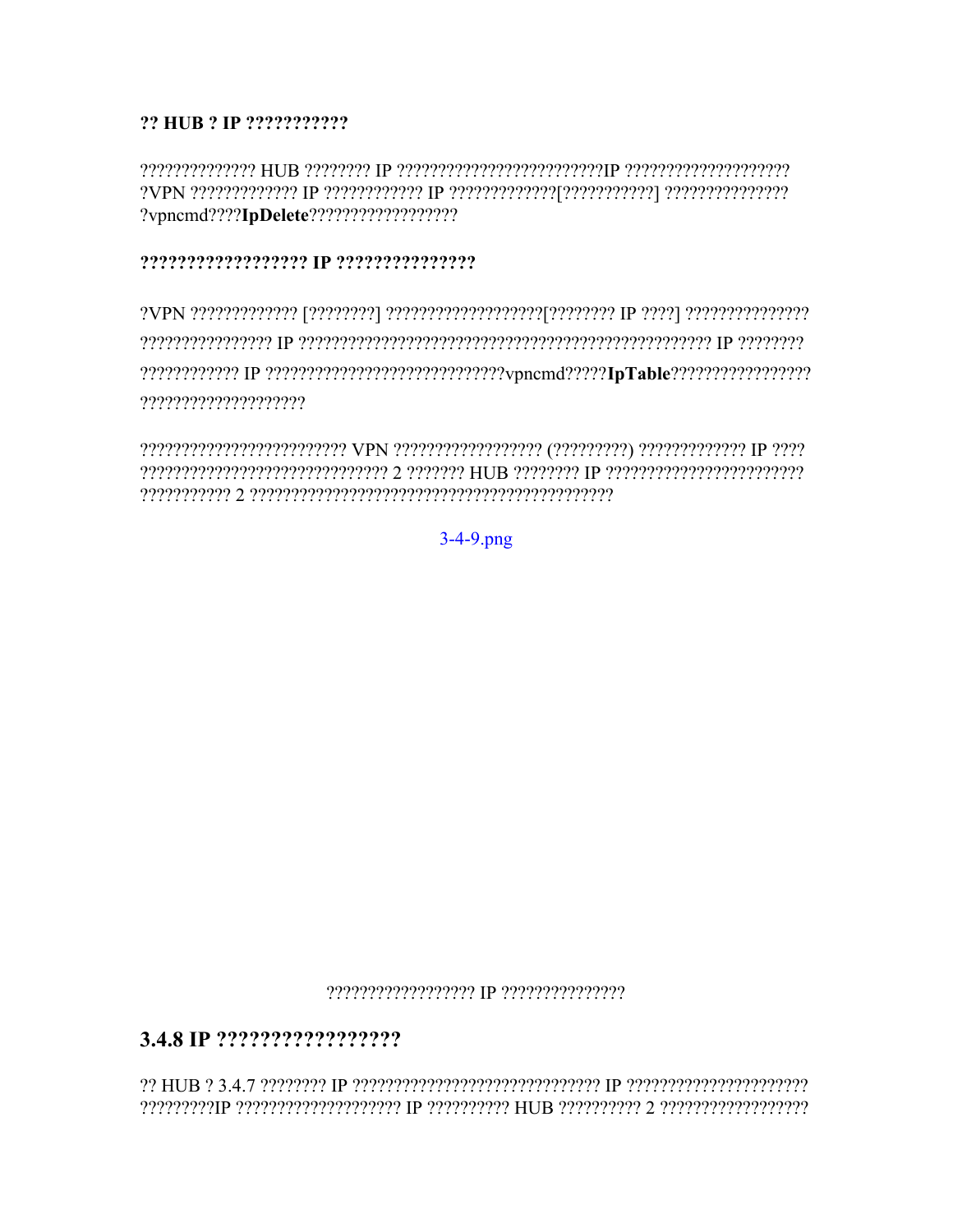**?? HUB ? IP ??????????**

?????????????? HUB ???????? IP ?????????????????????????IP ????????????????????
?VPN ????????????? IP ???????????? IP ?????????????[???????????] ???????????????
?vpncmd????**IpDelete**??????????????????

**?????????????????? IP ???????????????**

?VPN ????????????? [????????] ???????????????????[???????? IP ????] ???????????????
???????????????? IP ?????????????????????????????????????????????????? IP ????????
???????????? IP ?????????????????????????????vpncmd?????**IpTable**?????????????????
????????????????????

????????????????????????? VPN ?????????????????? (?????????) ????????????? IP ????
?????????????????????????????? 2 ??????? HUB ???????? IP ????????????????????????
??????????? 2 ????????????????????????????????????????????

3-4-9.png

?????????????????? IP ???????????????

## 3.4.8 IP ?????????????????

?? HUB ? 3.4.7 ???????? IP ?????????????????????????????? IP ??????????????????????
?????????IP ???????????????????? IP ?????????? HUB ?????????? 2 ?????????????????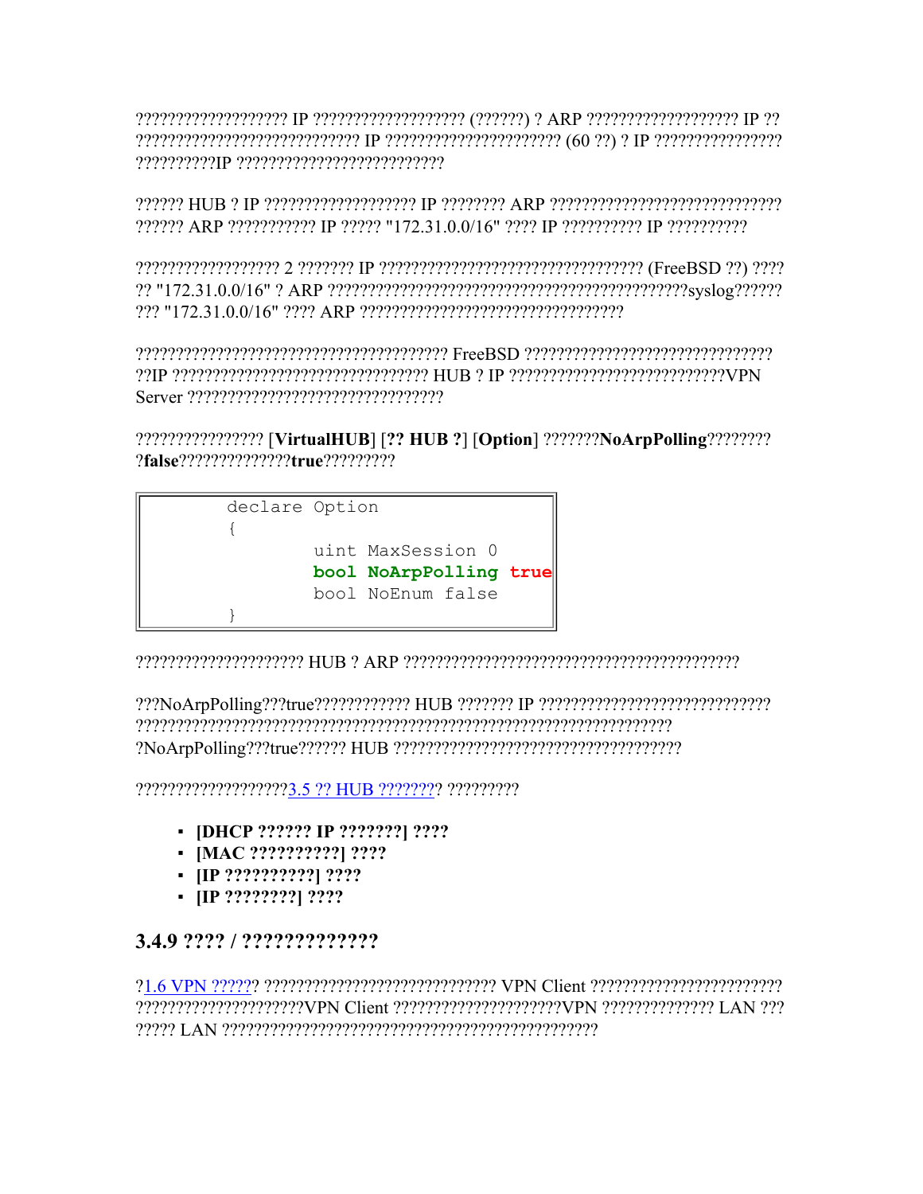??????????????????? IP ??????????????????? (??????) ? ARP ??????????????????? IP ?? ???????????????????????????? IP ?????????????????????? (60 ??) ? IP ???????????????? ??????????IP ??????????????????????????

?????? HUB ? IP ??????????????????? IP ???????? ARP ????????????????????????????? ?????? ARP ??????????? IP ????? "172.31.0.0/16" ???? IP ?????????? IP ??????????

?????????????????? 2 ??????? IP ?????????????????????????????????? (FreeBSD ??) ???? ?? "172.31.0.0/16" ? ARP ?????????????????????????????????????????????syslog?????? ??? "172.31.0.0/16" ???? ARP ??????????????????????????????????

?????????????????????????????????????? FreeBSD ??????????????????????????????? ??IP ??????????????????????????????? HUB ? IP ???????????????????????????VPN Server ????????????????????????????????

???????????????? [**VirtualHUB**] [**?? HUB ?**] [**Option**] ???????**NoArpPolling**???????? ?**false**??????????????**true**?????????

```
declare Option
{
        uint MaxSession 0
        bool NoArpPolling true
        bool NoEnum false
}
```

????????????????????? HUB ? ARP ?????????????????????????????????????????

???NoArpPolling???true???????????? HUB ??????? IP ????????????????????????????? ??????????????????????????????????????????????????????????????????? ?NoArpPolling???true?????? HUB ???????????????????????????????????

???????????????????3.5 ?? HUB ???????? ?????????

- **[DHCP ?????? IP ???????] ????**
- **[MAC ??????????] ????**
- **[IP ??????????] ????**
- **[IP ????????] ????**

### 3.4.9 ???? / ?????????????

?1.6 VPN ?????? ????????????????????????????? VPN Client ???????????????????????? ?????????????????????VPN Client ?????????????????????VPN ?????????????? LAN ??? ????? LAN ?????????????????????????????????????????????????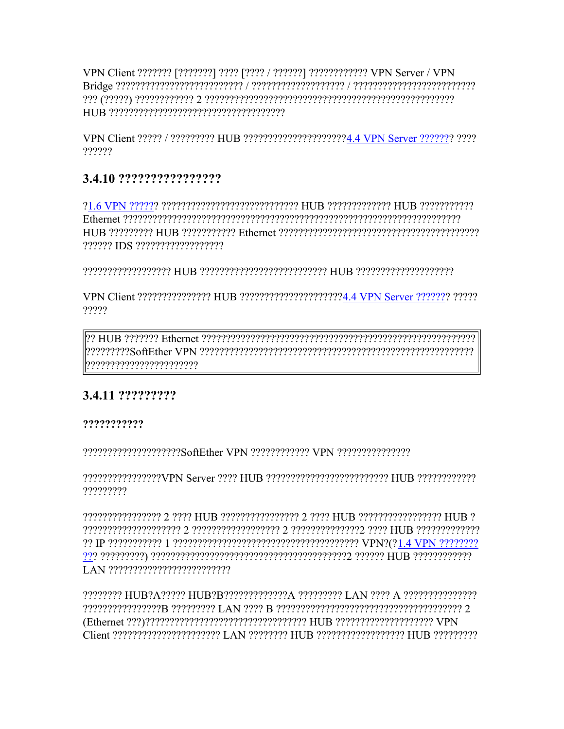VPN Client ??????? [???????] ???? [???? / ??????] ???????????? VPN Server / VPN Bridge ?????????????????????????? / ??????????????????? / ????????????????????????? ??? (?????) ???????????? 2 ????????????????????????????????????????????????? HUB ????????????????????????????????????

VPN Client ????? / ????????? HUB ????????????????????4.4 VPN Server ??????? ???? ??????

### 3.4.10 ????????????????

?1.6 VPN ?????? ???????????????????????????? HUB ????????????? HUB ??????????? Ethernet ??????????????????????????????????????????????????????????????????????? HUB ????????? HUB ??????????? Ethernet ????????????????????????????????????????? ?????? IDS ??????????????????

?????????????????? HUB ?????????????????????????? HUB ????????????????????

VPN Client ??????????????? HUB ?????????????????????4.4 VPN Server ??????? ????? ?????

| ?? HUB ??????? Ethernet ???????????????????????????????????????????????????????? ?????????SoftEther VPN ???????????????????????????????????????????????????????? ??????????????????????? |
|---|

### 3.4.11 ?????????

**???????????**

????????????????????SoftEther VPN ???????????? VPN ???????????????

????????????????VPN Server ???? HUB ????????????????????????? HUB ???????????? ?????????

????????????????? 2 ???? HUB ???????????????? 2 ???? HUB ????????????????? HUB ? ????????????????????? 2 ?????????????????? 2 ???????????????2 ???? HUB ????????????? ?? IP ??????????? 1 ?????????????????????????????????????? VPN?(?1.4 VPN ????????? ????????) ??????????????????????????????????????????2 ?????? HUB ???????????? LAN ??????????????????????????

???????? HUB?A????? HUB?B?????????????A ????????? LAN ???? A ??????????????? ????????????????B ????????? LAN ???? B ????????????????????????????????????? 2 (Ethernet ???)?????????????????????????????????? HUB ???????????????????? VPN Client ?????????????????????? LAN ???????? HUB ?????????????????? HUB ?????????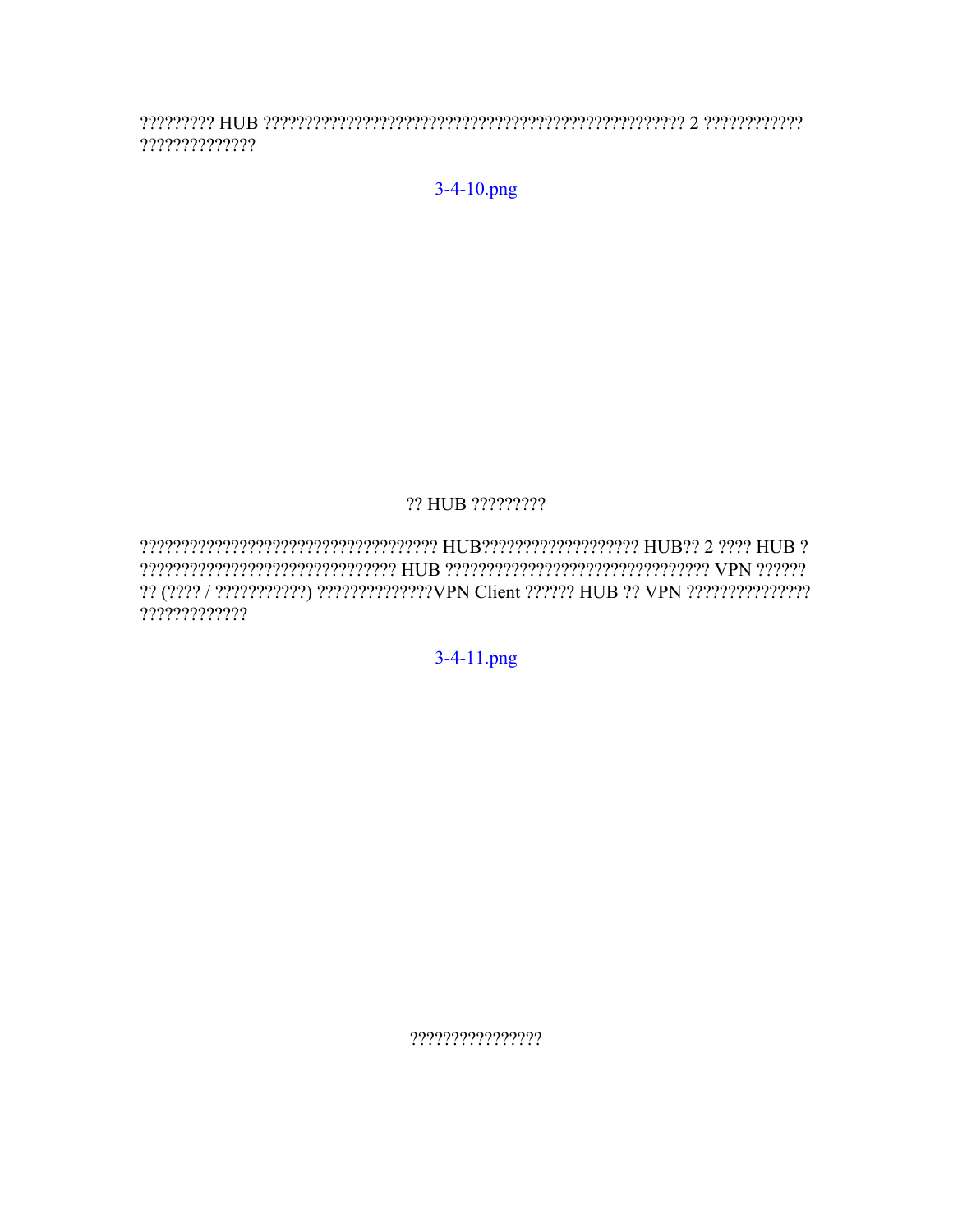????????? HUB ?????????????????????????????????????????????????? 2 ???????????? ?????????????

3-4-10.png

?? HUB ?????????

???????????????????????????????????? HUB??????????????????? HUB?? 2 ???? HUB ? ?????????????????????????????? HUB ?????????????????????????????? VPN ?????? ?? (???? / ???????????) ?????????????VPN Client ?????? HUB ?? VPN ?????????????? ?????????????

3-4-11.png

????????????????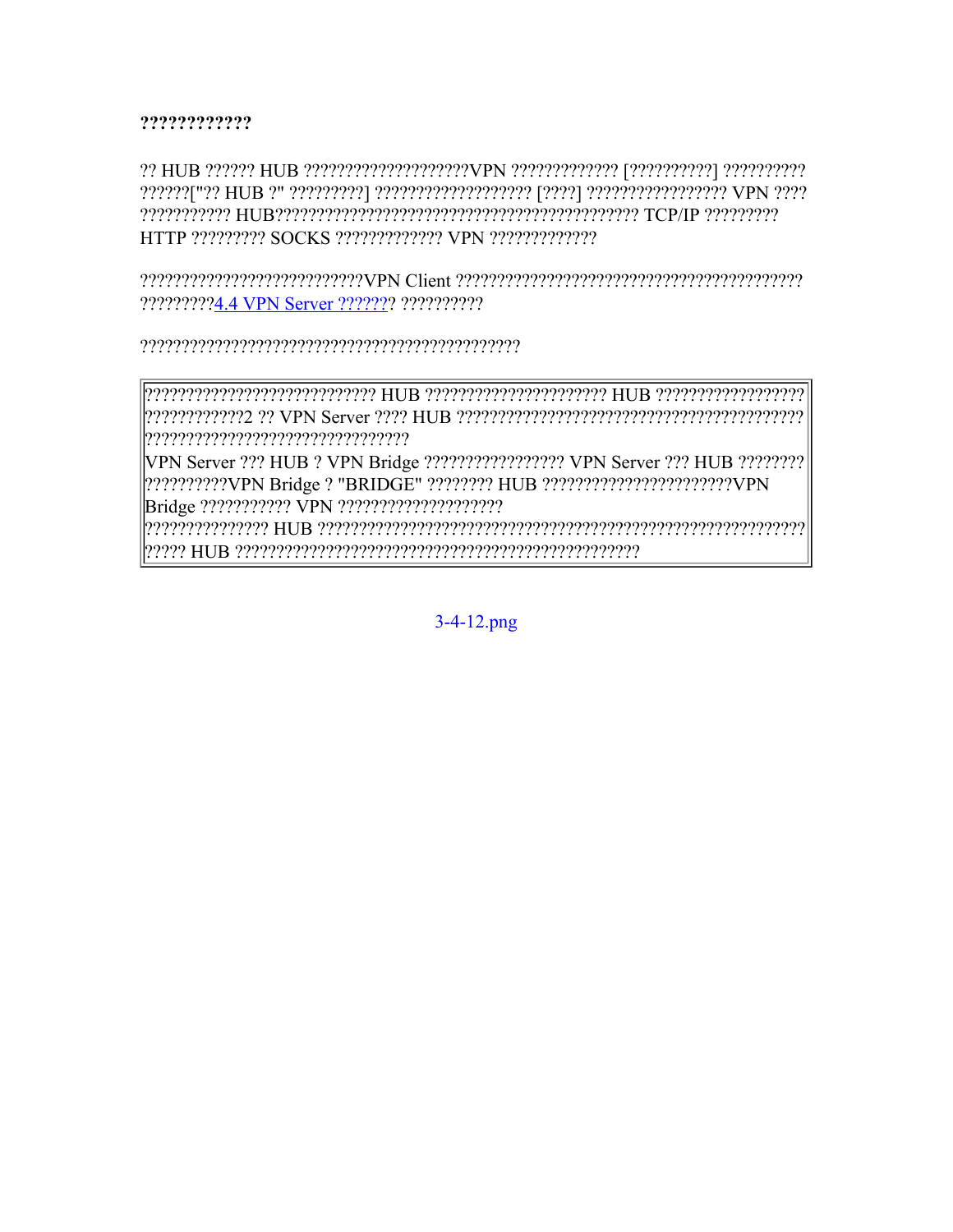**????????????**

?? HUB ?????? HUB ????????????????????VPN ????????????? [??????????] ?????????? ??????["?? HUB ?" ?????????] ??????????????????? [????] ????????????????? VPN ???? ??????????? HUB??????????????????????????????????????????? TCP/IP ????????? HTTP ????????? SOCKS ????????????? VPN ?????????????

???????????????????????????VPN Client ????????????????????????????????????????? ?????????4.4 VPN Server ??????? ??????????

????????????????????????????????????????????????

| ???????????????????????????? HUB ?????????????????????? HUB ?????????????????? ?????????????2 ?? VPN Server ???? HUB ?????????????????????????????????????????? ????????????????????????????????<br>VPN Server ??? HUB ? VPN Bridge ????????????????? VPN Server ??? HUB ???????? ??????????VPN Bridge ? "BRIDGE" ???????? HUB ???????????????????????VPN Bridge ??????????? VPN ????????????????????<br>??????????????? HUB ???????????????????????????????????????????????????????????? ????? HUB ?????????????????????????????????????????????????? |
|---|

3-4-12.png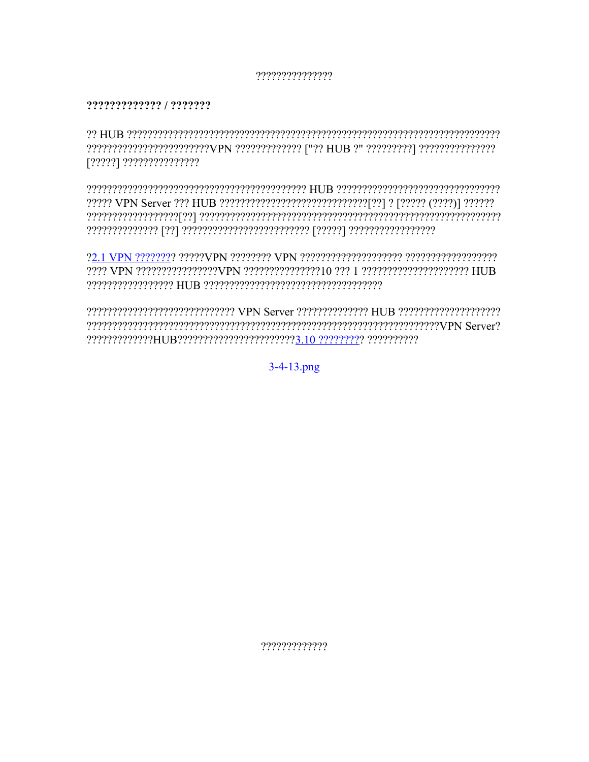## ????????????? / ???????

?? HUB ???????????????????????????????????????????????????????????????????????????????????????????????????????VPN ????????????? ["?? HUB ?" ?????????] ???????????????? [?????] ???????????????

?????????????????????????????????????????? HUB ?????????????????????????????? ????? VPN Server ??? HUB ????????????????????????????[??] ? [????? (????)] ?????? ??????????????????[??] ?????????????????????????????????????????????????????????? ?????????????? [??] ????????????????????????? [?????] ?????????????????

?2.1 VPN ??????? ?????VPN ???????? VPN ???????????????????? ?????????????????? ???? VPN ????????????????VPN ???????????????10 ??? 1 ????????????????????? HUB ????????????????? HUB ???????????????????????????????????

????????????????????????????? VPN Server ?????????????? HUB ???????????????????? ?????????????????????????????????????????????????????????????????????VPN Server? ?????????????HUB???????????????????????3.10 ????????? ??????????

3-4-13.png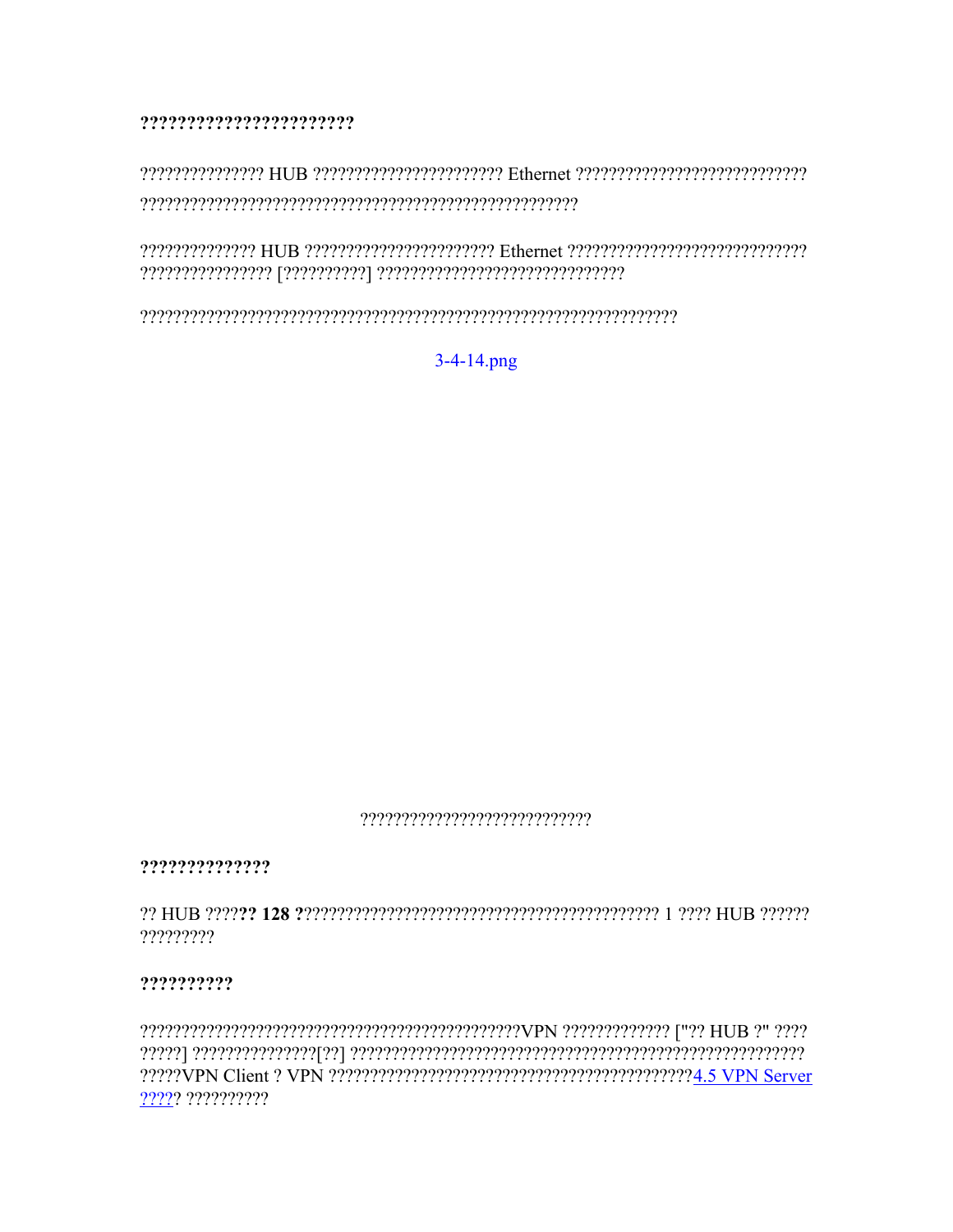**??????????????????????**

??????????????? HUB ?????????????????????? Ethernet ????????????????????????????
????????????????????????????????????????????????????

?????????????? HUB ?????????????????????? Ethernet ????????????????????????????
???????????????? [??????????] ?????????????????????????????

????????????????????????????????????????????????????????????????

3-4-14.png

???????????????????????????

**??????????????**

?? HUB ????**?? 128 ?**????????????????????????????????????????? 1 ???? HUB ??????
?????????

**??????????**

????????????????????????????????????????????VPN ????????????? ["?? HUB ?" ????
?????] ???????????????[??] ?????????????????????????????????????????????????????
?????VPN Client ? VPN ???????????????????????????????????????????4.5 VPN Server
?????? ??????????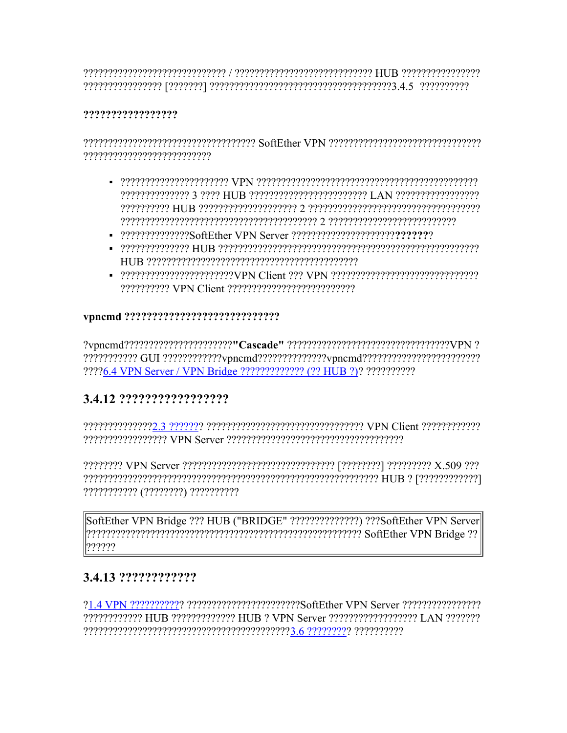???????????????????????????? / ??????????????????????????? HUB ???????????????? ???????????????? [???????] ?????????????????????????????????????3.4.5 ??????????

**?????????????????**

?????????????????????????????????? SoftEther VPN ?????????????????????????????? ??????????????????????????

- ?????????????????????? VPN ????????????????????????????????????????????? ?????????????? 3 ???? HUB ????????????????????????? LAN ???????????????? ?????????? HUB ???????????????????? 2 ??????????????????????????????????? ????????????????????????????????????????? 2 ???????????????????????????
- ??????????????SoftEther VPN Server ??????????????????????**??????**?
- ?????????????? HUB ??????????????????????????????????????????????????? HUB ??????????????????????????????????????????
- ???????????????????????VPN Client ??? VPN ?????????????????????????????? ?????????? VPN Client ??????????????????????????

**vpncmd ????????????????????????????**

?vpncmd?????????????????????**"Cascade"** ??????????????????????????????????VPN ? ??????????? GUI ????????????vpncmd??????????????vpncmd??????????????????????????? ????[6.4 VPN Server / VPN Bridge ????????????? (?? HUB ?)](#)? ??????????

## 3.4.12 ?????????????????

??????????????[2.3 ???????](#)? ???????????????????????????????? VPN Client ???????????? ????????????????? VPN Server ??????????????????????????????????????

???????? VPN Server ??????????????????????????????? [????????] ????????? X.509 ??? ????????????????????????????????????????????????????????? HUB ? [????????????] ??????????? (????????) ??????????

> SoftEther VPN Bridge ??? HUB ("BRIDGE" ??????????????) ???SoftEther VPN Server ??????????????????????????????????????????????????? SoftEther VPN Bridge ?? ??????

## 3.4.13 ????????????

?[1.4 VPN ???????????](#)? ???????????????????????SoftEther VPN Server ???????????????? ???????????? HUB ????????????? HUB ? VPN Server ????????????????? LAN ??????? ?????????????????????????????????????????[3.6 ?????????](#)? ??????????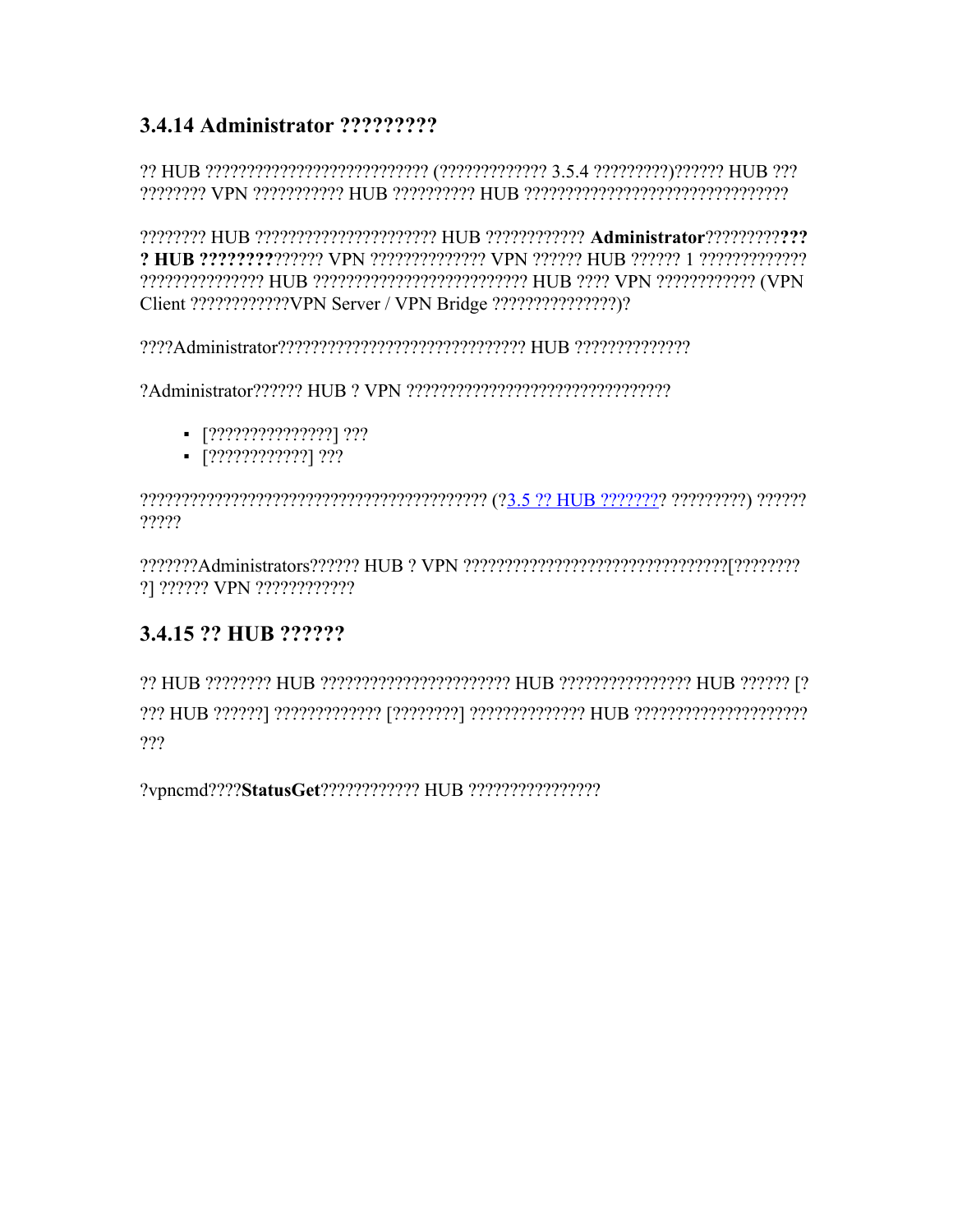### 3.4.14 Administrator ?????????

?? HUB ??????????????????????????? (????????????? 3.5.4 ?????????)?????? HUB ??? ???????? VPN ??????????? HUB ?????????? HUB ????????????????????????????????

???????? HUB ?????????????????????? HUB ???????????? **Administrator**?????????**??? ? HUB ????????**?????? VPN ?????????????? VPN ?????? HUB ?????? 1 ????????????? ??????????????? HUB ?????????????????????????? HUB ???? VPN ???????????? (VPN Client ????????????VPN Server / VPN Bridge ???????????????)?

????Administrator?????????????????????????????? HUB ??????????????

?Administrator?????? HUB ? VPN ????????????????????????????????

- [???????????????] ???
- [????????????] ???

?????????????????????????????????????????? (?3.5 ?? HUB ???????? ?????????) ?????? ?????

???????Administrators?????? HUB ? VPN ????????????????????????????????[???????? ?] ?????? VPN ????????????

### 3.4.15 ?? HUB ??????

?? HUB ???????? HUB ??????????????????????? HUB ???????????????? HUB ?????? [? ??? HUB ??????] ????????????? [????????] ?????????????? HUB ????????????????????? ???

?vpncmd????**StatusGet**???????????? HUB ????????????????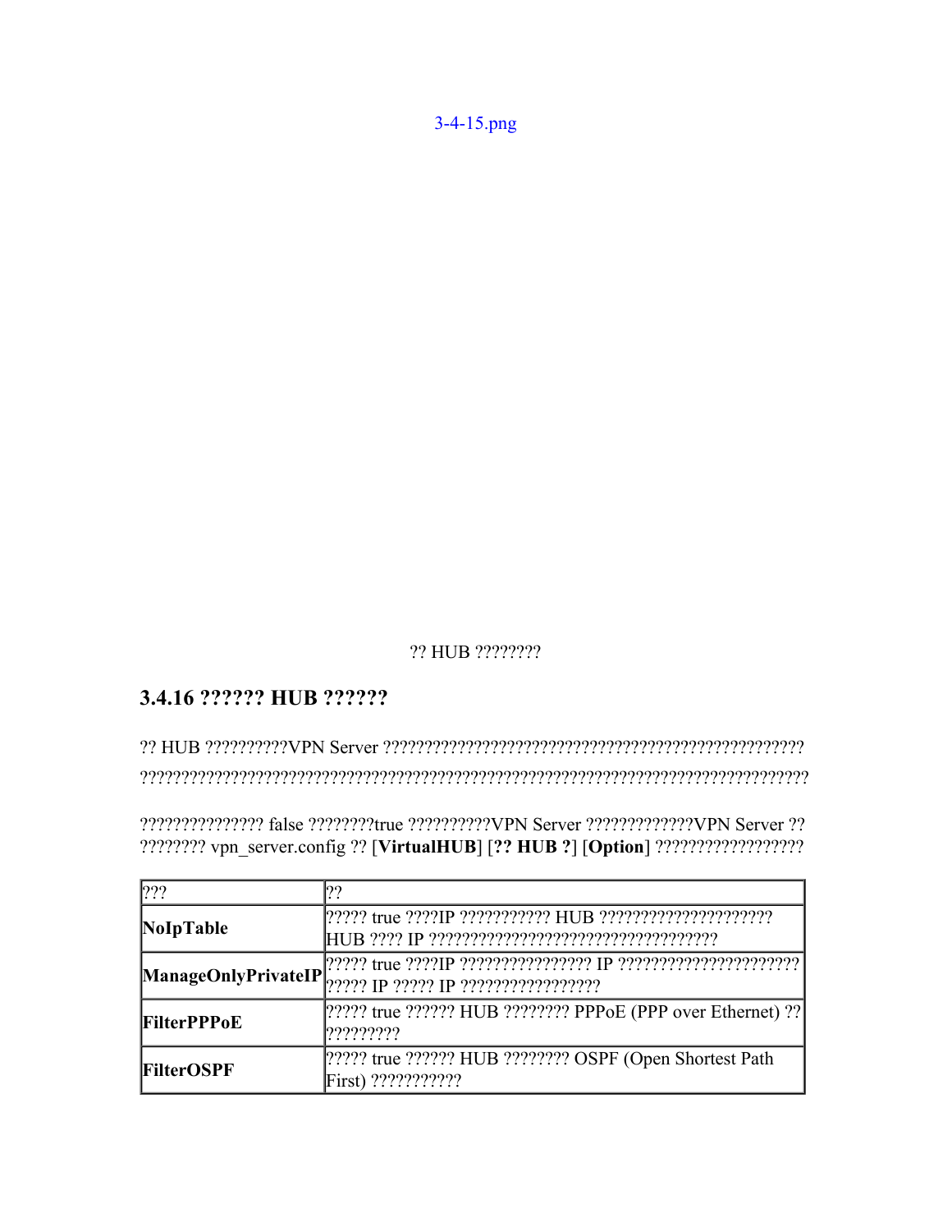3-4-15.png

?? HUB ????????

### 3.4.16 ?????? HUB ??????

?? HUB ??????????VPN Server ?????????????????????????????????????????????????? ??????????????????????????????????????????????????????????????????????????

??????????????? false ????????true ??????????VPN Server ?????????????VPN Server ?? ???????? vpn_server.config ?? [**VirtualHUB**] [**?? HUB ?**] [**Option**] ??????????????????

| ??? | ?? |
|---|---|
| **NoIpTable** | ????? true ????IP ??????????? HUB ????????????????????? HUB ???? IP ??????????????????????????????????? |
| **ManageOnlyPrivateIP** | ????? true ????IP ???????????????? IP ?????????????????????? ????? IP ????? IP ????????????????? |
| **FilterPPPoE** | ????? true ?????? HUB ???????? PPPoE (PPP over Ethernet) ?? ????????? |
| **FilterOSPF** | ????? true ?????? HUB ???????? OSPF (Open Shortest Path First) ??????????? |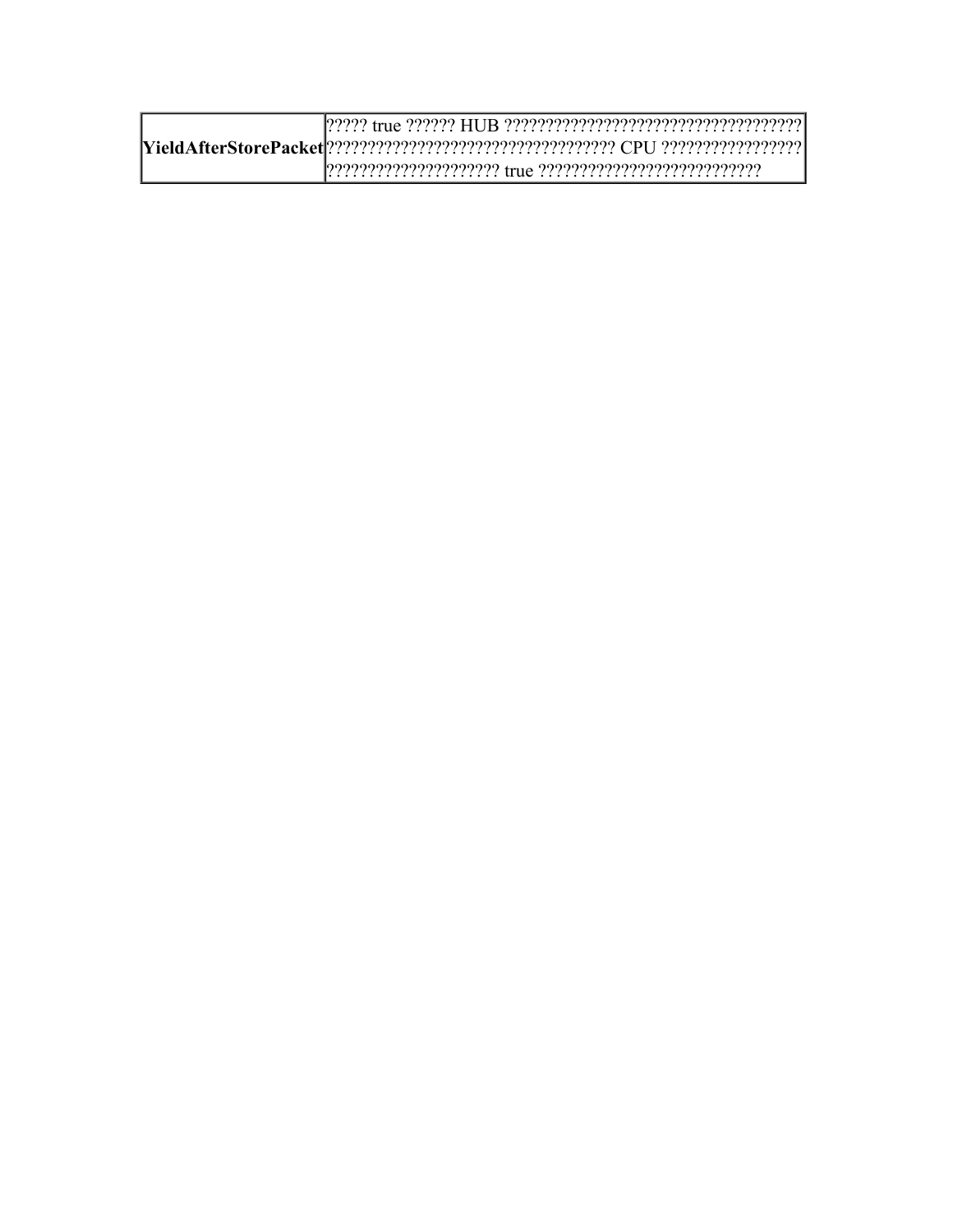| | |
|---|---|
| **YieldAfterStorePacket** | ????? true ?????? HUB ????????????????????????????????????????????????????????????????????????? CPU ?????????????????????????????????????? true ??????????????????????????? |